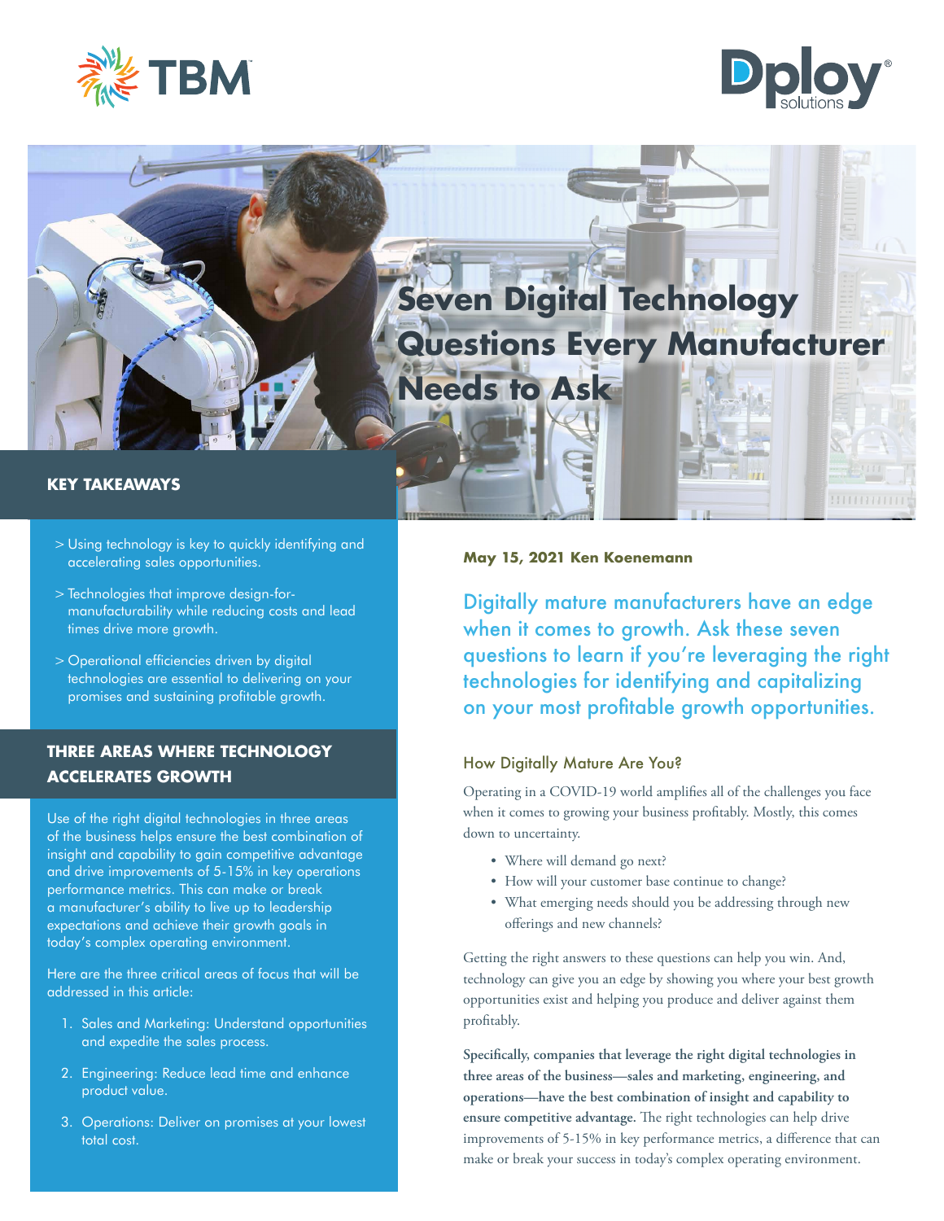# Seven Digital Technology Questions Every Manufacturer Needs to Ask

## KEY TAKEAWAYS

> Using technology is key to quickly identifying and accelerating sales opportunities.

> Technologies that improve design-for-manufacturability while reducing costs and lead times drive more growth.

> Operational efficiencies driven by digital technologies are essential to delivering on your promises and sustaining profitable growth.

## THREE AREAS WHERE TECHNOLOGY ACCELERATES GROWTH

Use of the right digital technologies in three areas of the business helps ensure the best combination of insight and capability to gain competitive advantage and drive improvements of 5-15% in key operations performance metrics. This can make or break a manufacturer's ability to live up to leadership expectations and achieve their growth goals in today's complex operating environment.

Here are the three critical areas of focus that will be addressed in this article:

1. Sales and Marketing: Understand opportunities and expedite the sales process.
2. Engineering: Reduce lead time and enhance product value.
3. Operations: Deliver on promises at your lowest total cost.

**May 15, 2021 Ken Koenemann**

Digitally mature manufacturers have an edge when it comes to growth. Ask these seven questions to learn if you're leveraging the right technologies for identifying and capitalizing on your most profitable growth opportunities.

### How Digitally Mature Are You?

Operating in a COVID-19 world amplifies all of the challenges you face when it comes to growing your business profitably. Mostly, this comes down to uncertainty.

- Where will demand go next?
- How will your customer base continue to change?
- What emerging needs should you be addressing through new offerings and new channels?

Getting the right answers to these questions can help you win. And, technology can give you an edge by showing you where your best growth opportunities exist and helping you produce and deliver against them profitably.

**Specifically, companies that leverage the right digital technologies in three areas of the business—sales and marketing, engineering, and operations—have the best combination of insight and capability to ensure competitive advantage.** The right technologies can help drive improvements of 5-15% in key performance metrics, a difference that can make or break your success in today's complex operating environment.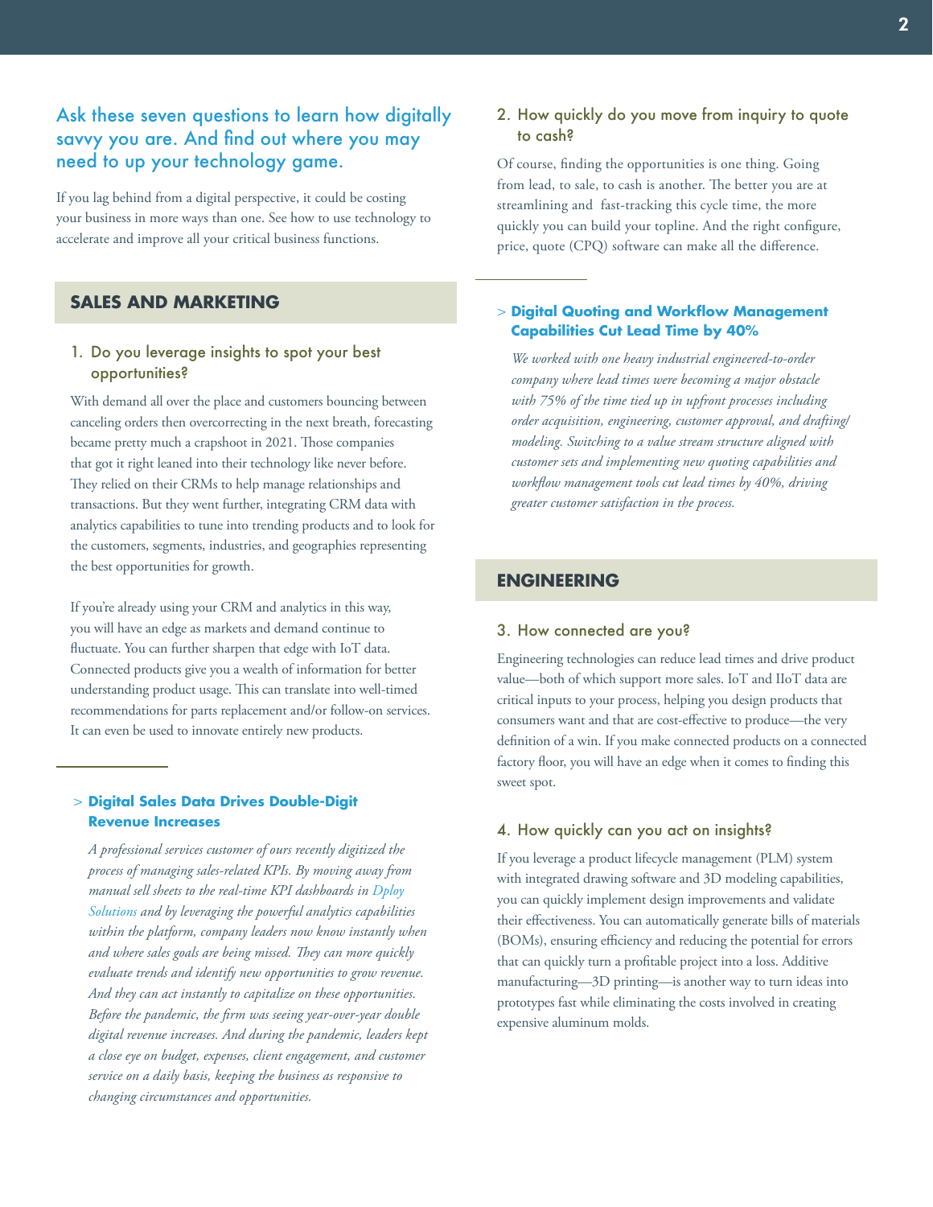## Ask these seven questions to learn how digitally savvy you are. And find out where you may need to up your technology game.

If you lag behind from a digital perspective, it could be costing your business in more ways than one. See how to use technology to accelerate and improve all your critical business functions.

## SALES AND MARKETING

### 1. Do you leverage insights to spot your best opportunities?

With demand all over the place and customers bouncing between canceling orders then overcorrecting in the next breath, forecasting became pretty much a crapshoot in 2021. Those companies that got it right leaned into their technology like never before. They relied on their CRMs to help manage relationships and transactions. But they went further, integrating CRM data with analytics capabilities to tune into trending products and to look for the customers, segments, industries, and geographies representing the best opportunities for growth.

If you're already using your CRM and analytics in this way, you will have an edge as markets and demand continue to fluctuate. You can further sharpen that edge with IoT data. Connected products give you a wealth of information for better understanding product usage. This can translate into well-timed recommendations for parts replacement and/or follow-on services. It can even be used to innovate entirely new products.

> **Digital Sales Data Drives Double-Digit Revenue Increases**

*A professional services customer of ours recently digitized the process of managing sales-related KPIs. By moving away from manual sell sheets to the real-time KPI dashboards in Dploy Solutions and by leveraging the powerful analytics capabilities within the platform, company leaders now know instantly when and where sales goals are being missed. They can more quickly evaluate trends and identify new opportunities to grow revenue. And they can act instantly to capitalize on these opportunities. Before the pandemic, the firm was seeing year-over-year double digital revenue increases. And during the pandemic, leaders kept a close eye on budget, expenses, client engagement, and customer service on a daily basis, keeping the business as responsive to changing circumstances and opportunities.*

### 2. How quickly do you move from inquiry to quote to cash?

Of course, finding the opportunities is one thing. Going from lead, to sale, to cash is another. The better you are at streamlining and fast-tracking this cycle time, the more quickly you can build your topline. And the right configure, price, quote (CPQ) software can make all the difference.

> **Digital Quoting and Workflow Management Capabilities Cut Lead Time by 40%**

*We worked with one heavy industrial engineered-to-order company where lead times were becoming a major obstacle with 75% of the time tied up in upfront processes including order acquisition, engineering, customer approval, and drafting/modeling. Switching to a value stream structure aligned with customer sets and implementing new quoting capabilities and workflow management tools cut lead times by 40%, driving greater customer satisfaction in the process.*

## ENGINEERING

### 3. How connected are you?

Engineering technologies can reduce lead times and drive product value—both of which support more sales. IoT and IIoT data are critical inputs to your process, helping you design products that consumers want and that are cost-effective to produce—the very definition of a win. If you make connected products on a connected factory floor, you will have an edge when it comes to finding this sweet spot.

### 4. How quickly can you act on insights?

If you leverage a product lifecycle management (PLM) system with integrated drawing software and 3D modeling capabilities, you can quickly implement design improvements and validate their effectiveness. You can automatically generate bills of materials (BOMs), ensuring efficiency and reducing the potential for errors that can quickly turn a profitable project into a loss. Additive manufacturing—3D printing—is another way to turn ideas into prototypes fast while eliminating the costs involved in creating expensive aluminum molds.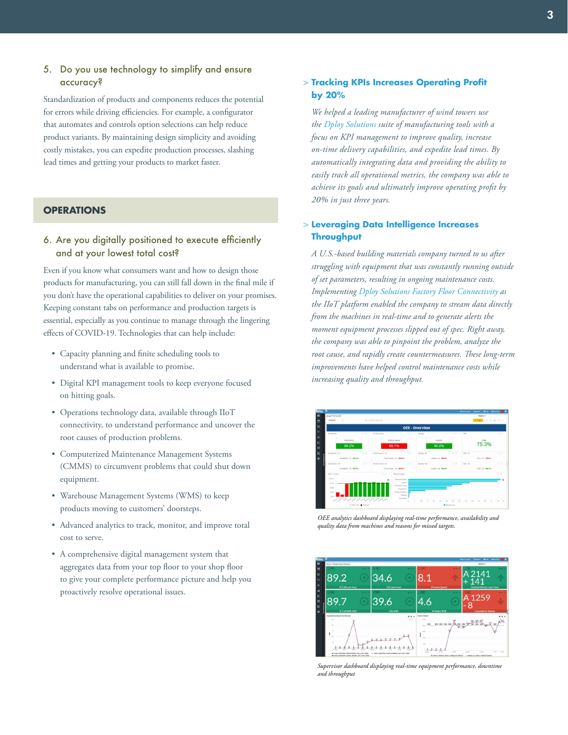5. Do you use technology to simplify and ensure accuracy?

Standardization of products and components reduces the potential for errors while driving efficiencies. For example, a configurator that automates and controls option selections can help reduce product variants. By maintaining design simplicity and avoiding costly mistakes, you can expedite production processes, slashing lead times and getting your products to market faster.

## OPERATIONS

6. Are you digitally positioned to execute efficiently and at your lowest total cost?

Even if you know what consumers want and how to design those products for manufacturing, you can still fall down in the final mile if you don't have the operational capabilities to deliver on your promises. Keeping constant tabs on performance and production targets is essential, especially as you continue to manage through the lingering effects of COVID-19. Technologies that can help include:

- Capacity planning and finite scheduling tools to understand what is available to promise.
- Digital KPI management tools to keep everyone focused on hitting goals.
- Operations technology data, available through IIoT connectivity, to understand performance and uncover the root causes of production problems.
- Computerized Maintenance Management Systems (CMMS) to circumvent problems that could shut down equipment.
- Warehouse Management Systems (WMS) to keep products moving to customers' doorsteps.
- Advanced analytics to track, monitor, and improve total cost to serve.
- A comprehensive digital management system that aggregates data from your top floor to your shop floor to give your complete performance picture and help you proactively resolve operational issues.

### > Tracking KPIs Increases Operating Profit by 20%

*We helped a leading manufacturer of wind towers use the Dploy Solutions suite of manufacturing tools with a focus on KPI management to improve quality, increase on-time delivery capabilities, and expedite lead times. By automatically integrating data and providing the ability to easily track all operational metrics, the company was able to achieve its goals and ultimately improve operating profit by 20% in just three years.*

### > Leveraging Data Intelligence Increases Throughput

*A U.S.-based building materials company turned to us after struggling with equipment that was constantly running outside of set parameters, resulting in ongoing maintenance costs. Implementing Dploy Solutions Factory Floor Connectivity as the IIoT platform enabled the company to stream data directly from the machines in real-time and to generate alerts the moment equipment processes slipped out of spec. Right away, the company was able to pinpoint the problem, analyze the root cause, and rapidly create countermeasures. These long-term improvements have helped control maintenance costs while increasing quality and throughput.*

*OEE analytics dashboard displaying real-time performance, availability and quality data from machines and reasons for missed targets.*

*Supervisor dashboard displaying real-time equipment performance, downtime and throughput*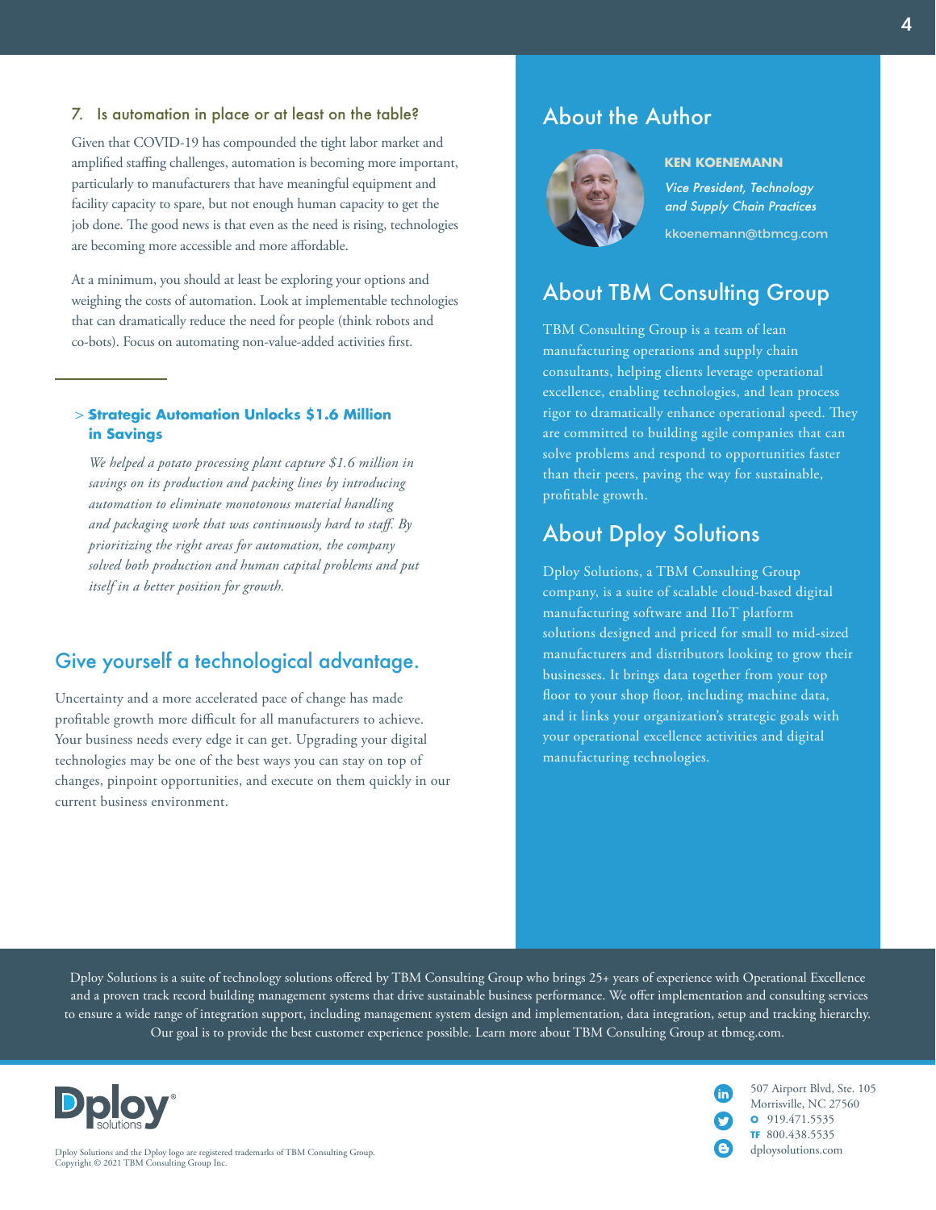### 7. Is automation in place or at least on the table?

Given that COVID-19 has compounded the tight labor market and amplified staffing challenges, automation is becoming more important, particularly to manufacturers that have meaningful equipment and facility capacity to spare, but not enough human capacity to get the job done. The good news is that even as the need is rising, technologies are becoming more accessible and more affordable.

At a minimum, you should at least be exploring your options and weighing the costs of automation. Look at implementable technologies that can dramatically reduce the need for people (think robots and co-bots). Focus on automating non-value-added activities first.

> **Strategic Automation Unlocks $1.6 Million in Savings**

*We helped a potato processing plant capture $1.6 million in savings on its production and packing lines by introducing automation to eliminate monotonous material handling and packaging work that was continuously hard to staff. By prioritizing the right areas for automation, the company solved both production and human capital problems and put itself in a better position for growth.*

## Give yourself a technological advantage.

Uncertainty and a more accelerated pace of change has made profitable growth more difficult for all manufacturers to achieve. Your business needs every edge it can get. Upgrading your digital technologies may be one of the best ways you can stay on top of changes, pinpoint opportunities, and execute on them quickly in our current business environment.

## About the Author

**KEN KOENEMANN**

*Vice President, Technology and Supply Chain Practices*

kkoenemann@tbmcg.com

## About TBM Consulting Group

TBM Consulting Group is a team of lean manufacturing operations and supply chain consultants, helping clients leverage operational excellence, enabling technologies, and lean process rigor to dramatically enhance operational speed. They are committed to building agile companies that can solve problems and respond to opportunities faster than their peers, paving the way for sustainable, profitable growth.

## About Dploy Solutions

Dploy Solutions, a TBM Consulting Group company, is a suite of scalable cloud-based digital manufacturing software and IIoT platform solutions designed and priced for small to mid-sized manufacturers and distributors looking to grow their businesses. It brings data together from your top floor to your shop floor, including machine data, and it links your organization's strategic goals with your operational excellence activities and digital manufacturing technologies.

Dploy Solutions is a suite of technology solutions offered by TBM Consulting Group who brings 25+ years of experience with Operational Excellence and a proven track record building management systems that drive sustainable business performance. We offer implementation and consulting services to ensure a wide range of integration support, including management system design and implementation, data integration, setup and tracking hierarchy. Our goal is to provide the best customer experience possible. Learn more about TBM Consulting Group at tbmcg.com.

Dploy Solutions and the Dploy logo are registered trademarks of TBM Consulting Group.
Copyright © 2021 TBM Consulting Group Inc.

507 Airport Blvd, Ste. 105
Morrisville, NC 27560
O 919.471.5535
TF 800.438.5535
dploysolutions.com